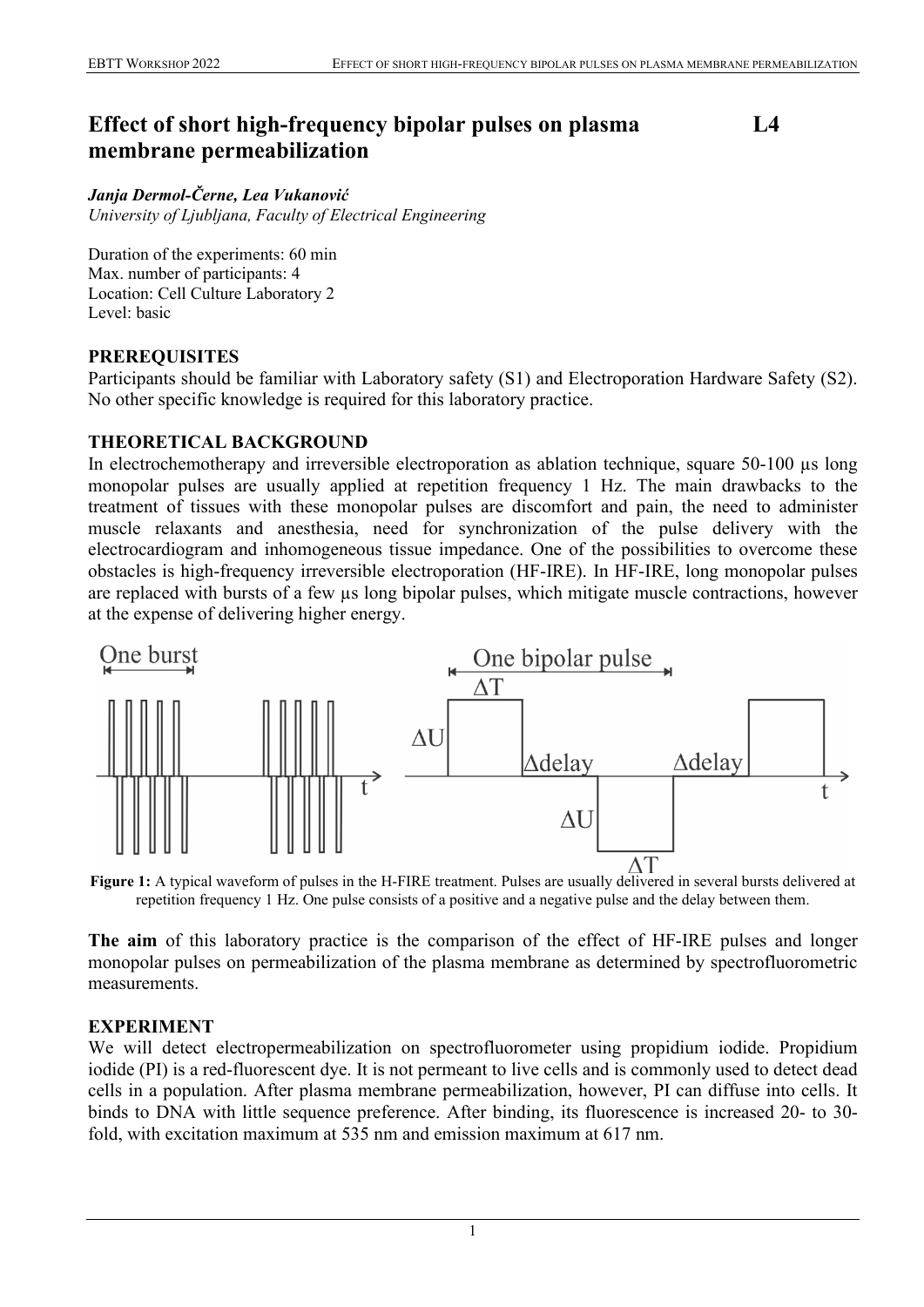# Effect of short high-frequency bipolar pulses on plasma membrane permeabilization L4

***Janja Dermol-Černe, Lea Vukanović***
*University of Ljubljana, Faculty of Electrical Engineering*

Duration of the experiments: 60 min
Max. number of participants: 4
Location: Cell Culture Laboratory 2
Level: basic

## PREREQUISITES

Participants should be familiar with Laboratory safety (S1) and Electroporation Hardware Safety (S2). No other specific knowledge is required for this laboratory practice.

## THEORETICAL BACKGROUND

In electrochemotherapy and irreversible electroporation as ablation technique, square 50-100 µs long monopolar pulses are usually applied at repetition frequency 1 Hz. The main drawbacks to the treatment of tissues with these monopolar pulses are discomfort and pain, the need to administer muscle relaxants and anesthesia, need for synchronization of the pulse delivery with the electrocardiogram and inhomogeneous tissue impedance. One of the possibilities to overcome these obstacles is high-frequency irreversible electroporation (HF-IRE). In HF-IRE, long monopolar pulses are replaced with bursts of a few µs long bipolar pulses, which mitigate muscle contractions, however at the expense of delivering higher energy.

**Figure 1:** A typical waveform of pulses in the H-FIRE treatment. Pulses are usually delivered in several bursts delivered at repetition frequency 1 Hz. One pulse consists of a positive and a negative pulse and the delay between them.

**The aim** of this laboratory practice is the comparison of the effect of HF-IRE pulses and longer monopolar pulses on permeabilization of the plasma membrane as determined by spectrofluorometric measurements.

## EXPERIMENT

We will detect electropermeabilization on spectrofluorometer using propidium iodide. Propidium iodide (PI) is a red-fluorescent dye. It is not permeant to live cells and is commonly used to detect dead cells in a population. After plasma membrane permeabilization, however, PI can diffuse into cells. It binds to DNA with little sequence preference. After binding, its fluorescence is increased 20- to 30-fold, with excitation maximum at 535 nm and emission maximum at 617 nm.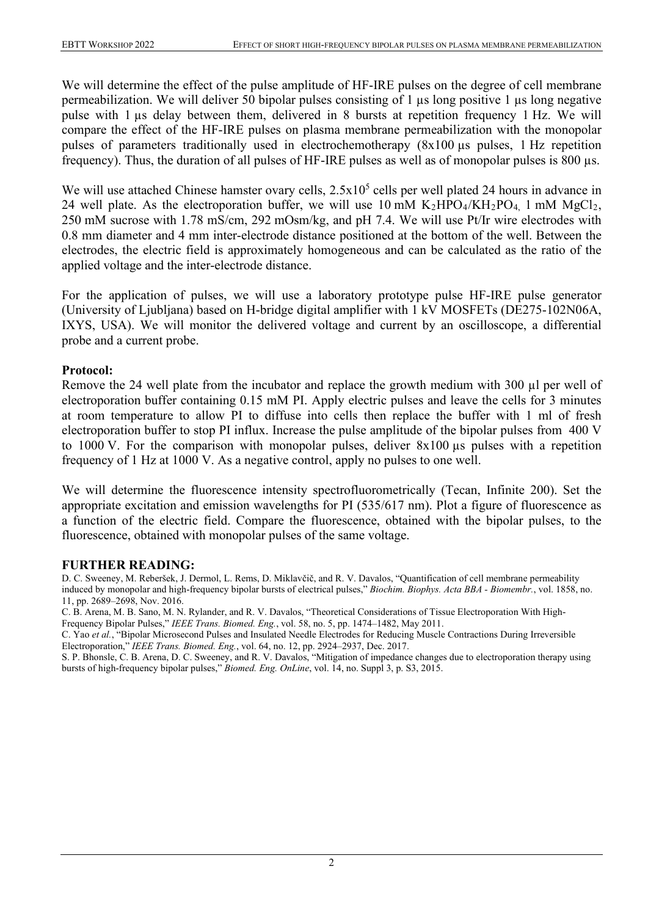We will determine the effect of the pulse amplitude of HF-IRE pulses on the degree of cell membrane permeabilization. We will deliver 50 bipolar pulses consisting of 1 µs long positive 1 µs long negative pulse with 1 µs delay between them, delivered in 8 bursts at repetition frequency 1 Hz. We will compare the effect of the HF-IRE pulses on plasma membrane permeabilization with the monopolar pulses of parameters traditionally used in electrochemotherapy (8x100 µs pulses, 1 Hz repetition frequency). Thus, the duration of all pulses of HF-IRE pulses as well as of monopolar pulses is 800 µs.

We will use attached Chinese hamster ovary cells, $2.5\text{x}10^5$ cells per well plated 24 hours in advance in 24 well plate. As the electroporation buffer, we will use 10 mM $K_2HPO_4/KH_2PO_4$, 1 mM $MgCl_2$, 250 mM sucrose with 1.78 mS/cm, 292 mOsm/kg, and pH 7.4. We will use Pt/Ir wire electrodes with 0.8 mm diameter and 4 mm inter-electrode distance positioned at the bottom of the well. Between the electrodes, the electric field is approximately homogeneous and can be calculated as the ratio of the applied voltage and the inter-electrode distance.

For the application of pulses, we will use a laboratory prototype pulse HF-IRE pulse generator (University of Ljubljana) based on H-bridge digital amplifier with 1 kV MOSFETs (DE275-102N06A, IXYS, USA). We will monitor the delivered voltage and current by an oscilloscope, a differential probe and a current probe.

**Protocol:**

Remove the 24 well plate from the incubator and replace the growth medium with 300 µl per well of electroporation buffer containing 0.15 mM PI. Apply electric pulses and leave the cells for 3 minutes at room temperature to allow PI to diffuse into cells then replace the buffer with 1 ml of fresh electroporation buffer to stop PI influx. Increase the pulse amplitude of the bipolar pulses from 400 V to 1000 V. For the comparison with monopolar pulses, deliver 8x100 µs pulses with a repetition frequency of 1 Hz at 1000 V. As a negative control, apply no pulses to one well.

We will determine the fluorescence intensity spectrofluorometrically (Tecan, Infinite 200). Set the appropriate excitation and emission wavelengths for PI (535/617 nm). Plot a figure of fluorescence as a function of the electric field. Compare the fluorescence, obtained with the bipolar pulses, to the fluorescence, obtained with monopolar pulses of the same voltage.

## FURTHER READING:

D. C. Sweeney, M. Reberšek, J. Dermol, L. Rems, D. Miklavčič, and R. V. Davalos, "Quantification of cell membrane permeability induced by monopolar and high-frequency bipolar bursts of electrical pulses," *Biochim. Biophys. Acta BBA - Biomembr.*, vol. 1858, no. 11, pp. 2689–2698, Nov. 2016.

C. B. Arena, M. B. Sano, M. N. Rylander, and R. V. Davalos, "Theoretical Considerations of Tissue Electroporation With High-Frequency Bipolar Pulses," *IEEE Trans. Biomed. Eng.*, vol. 58, no. 5, pp. 1474–1482, May 2011.

C. Yao *et al.*, "Bipolar Microsecond Pulses and Insulated Needle Electrodes for Reducing Muscle Contractions During Irreversible Electroporation," *IEEE Trans. Biomed. Eng.*, vol. 64, no. 12, pp. 2924–2937, Dec. 2017.

S. P. Bhonsle, C. B. Arena, D. C. Sweeney, and R. V. Davalos, "Mitigation of impedance changes due to electroporation therapy using bursts of high-frequency bipolar pulses," *Biomed. Eng. OnLine*, vol. 14, no. Suppl 3, p. S3, 2015.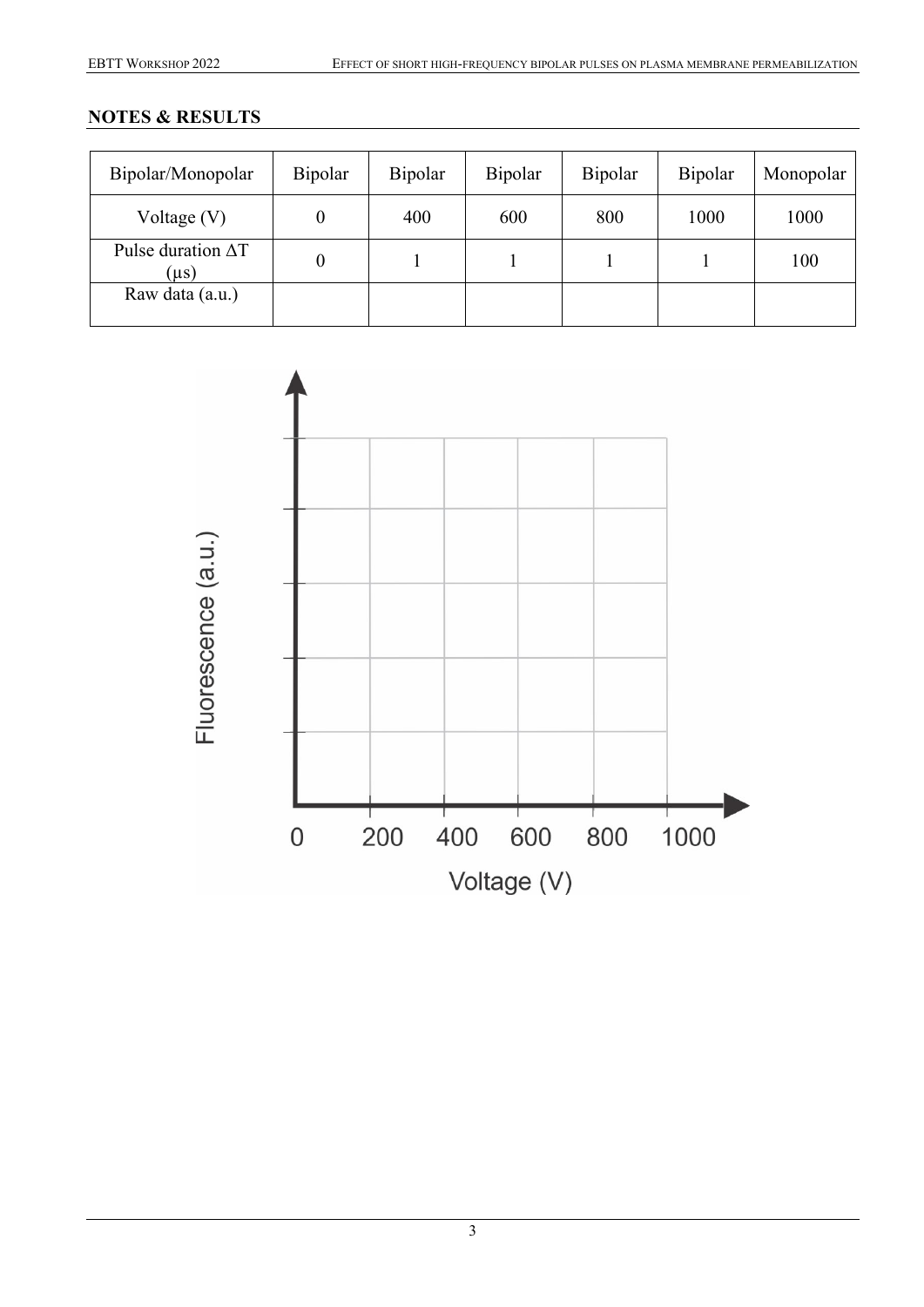## NOTES & RESULTS

| Bipolar/Monopolar | Bipolar | Bipolar | Bipolar | Bipolar | Bipolar | Monopolar |
|---|---|---|---|---|---|---|
| Voltage (V) | 0 | 400 | 600 | 800 | 1000 | 1000 |
| Pulse duration ΔT (μs) | 0 | 1 | 1 | 1 | 1 | 100 |
| Raw data (a.u.) | | | | | | |

Fluorescence (a.u.)

0 200 400 600 800 1000

Voltage (V)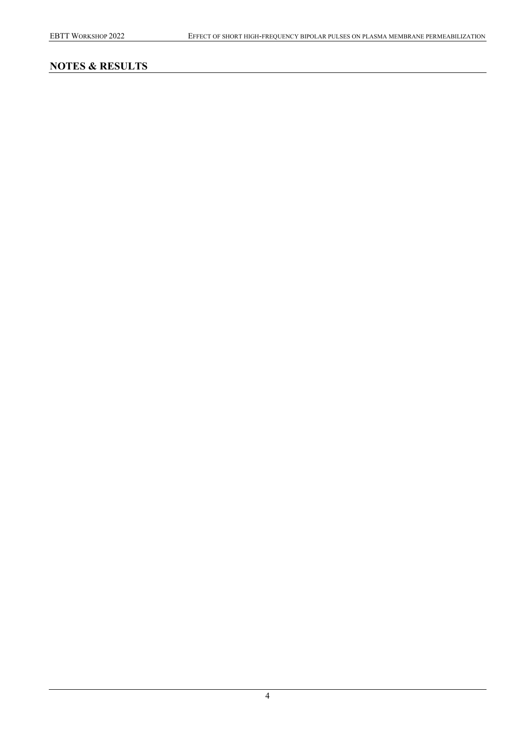## NOTES & RESULTS